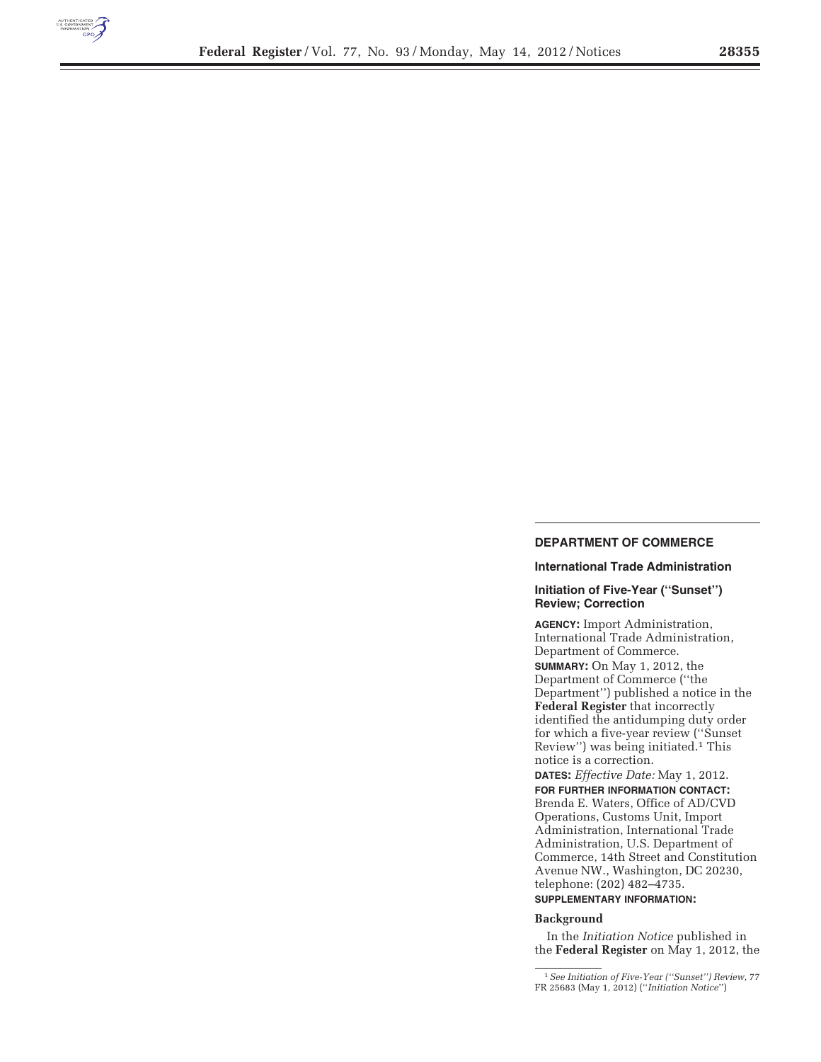## DEPARTMENT OF COMMERCE

### International Trade Administration

### Initiation of Five-Year ("Sunset") Review; Correction

**AGENCY:** Import Administration, International Trade Administration, Department of Commerce.

**SUMMARY:** On May 1, 2012, the Department of Commerce ("the Department") published a notice in the **Federal Register** that incorrectly identified the antidumping duty order for which a five-year review ("Sunset Review") was being initiated.[1] This notice is a correction.

**DATES:** *Effective Date:* May 1, 2012.

**FOR FURTHER INFORMATION CONTACT:** Brenda E. Waters, Office of AD/CVD Operations, Customs Unit, Import Administration, International Trade Administration, U.S. Department of Commerce, 14th Street and Constitution Avenue NW., Washington, DC 20230, telephone: (202) 482–4735.

**SUPPLEMENTARY INFORMATION:**

**Background**

In the *Initiation Notice* published in the **Federal Register** on May 1, 2012, the

[1] *See Initiation of Five-Year ("Sunset") Review,* 77 FR 25683 (May 1, 2012) ("*Initiation Notice*")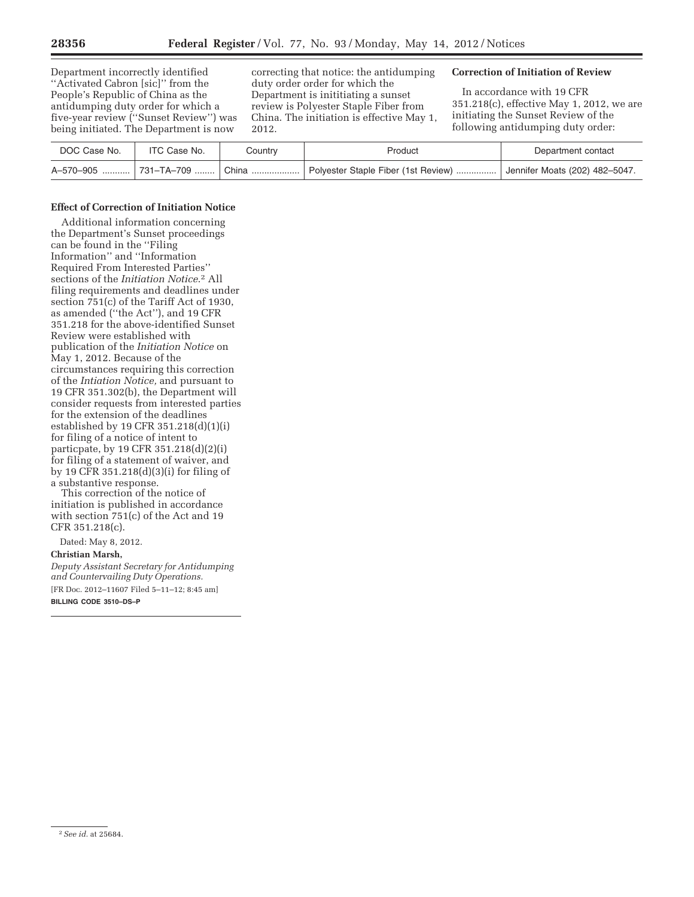Department incorrectly identified "Activated Cabron [sic]" from the People's Republic of China as the antidumping duty order for which a five-year review ("Sunset Review") was being initiated. The Department is now correcting that notice: the antidumping duty order order for which the Department is inititiating a sunset review is Polyester Staple Fiber from China. The initiation is effective May 1, 2012.

## Correction of Initiation of Review

In accordance with 19 CFR 351.218(c), effective May 1, 2012, we are initiating the Sunset Review of the following antidumping duty order:

| DOC Case No. | ITC Case No. | Country | Product | Department contact |
|---|---|---|---|---|
| A–570–905 | 731–TA–709 | China | Polyester Staple Fiber (1st Review) | Jennifer Moats (202) 482–5047. |

## Effect of Correction of Initiation Notice

Additional information concerning the Department's Sunset proceedings can be found in the "Filing Information" and "Information Required From Interested Parties" sections of the *Initiation Notice*.[2] All filing requirements and deadlines under section 751(c) of the Tariff Act of 1930, as amended ("the Act"), and 19 CFR 351.218 for the above-identified Sunset Review were established with publication of the *Initiation Notice* on May 1, 2012. Because of the circumstances requiring this correction of the *Intiation Notice,* and pursuant to 19 CFR 351.302(b), the Department will consider requests from interested parties for the extension of the deadlines established by 19 CFR 351.218(d)(1)(i) for filing of a notice of intent to particpate, by 19 CFR 351.218(d)(2)(i) for filing of a statement of waiver, and by 19 CFR 351.218(d)(3)(i) for filing of a substantive response.

This correction of the notice of initiation is published in accordance with section 751(c) of the Act and 19 CFR 351.218(c).

Dated: May 8, 2012.

**Christian Marsh,**

*Deputy Assistant Secretary for Antidumping and Countervailing Duty Operations.*

[FR Doc. 2012–11607 Filed 5–11–12; 8:45 am]

**BILLING CODE 3510–DS–P**

[2] *See id.* at 25684.